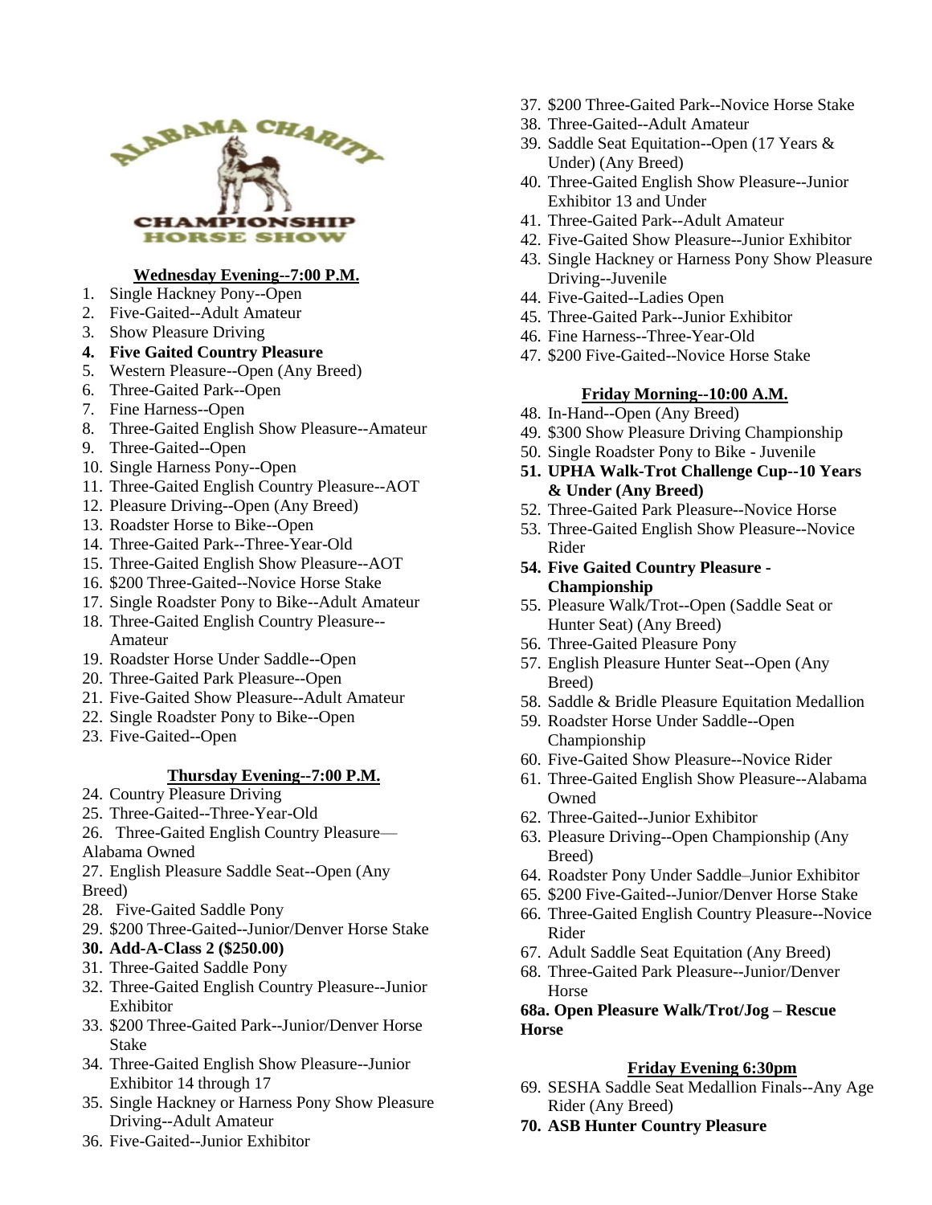ALABAMA CHARITY CHAMPIONSHIP HORSE SHOW

**Wednesday Evening--7:00 P.M.**

1. Single Hackney Pony--Open
2. Five-Gaited--Adult Amateur
3. Show Pleasure Driving
4. **Five Gaited Country Pleasure**
5. Western Pleasure--Open (Any Breed)
6. Three-Gaited Park--Open
7. Fine Harness--Open
8. Three-Gaited English Show Pleasure--Amateur
9. Three-Gaited--Open
10. Single Harness Pony--Open
11. Three-Gaited English Country Pleasure--AOT
12. Pleasure Driving--Open (Any Breed)
13. Roadster Horse to Bike--Open
14. Three-Gaited Park--Three-Year-Old
15. Three-Gaited English Show Pleasure--AOT
16. $200 Three-Gaited--Novice Horse Stake
17. Single Roadster Pony to Bike--Adult Amateur
18. Three-Gaited English Country Pleasure--Amateur
19. Roadster Horse Under Saddle--Open
20. Three-Gaited Park Pleasure--Open
21. Five-Gaited Show Pleasure--Adult Amateur
22. Single Roadster Pony to Bike--Open
23. Five-Gaited--Open

**Thursday Evening--7:00 P.M.**

24. Country Pleasure Driving
25. Three-Gaited--Three-Year-Old
26. Three-Gaited English Country Pleasure—Alabama Owned
27. English Pleasure Saddle Seat--Open (Any Breed)
28. Five-Gaited Saddle Pony
29. $200 Three-Gaited--Junior/Denver Horse Stake
30. **Add-A-Class 2 ($250.00)**
31. Three-Gaited Saddle Pony
32. Three-Gaited English Country Pleasure--Junior Exhibitor
33. $200 Three-Gaited Park--Junior/Denver Horse Stake
34. Three-Gaited English Show Pleasure--Junior Exhibitor 14 through 17
35. Single Hackney or Harness Pony Show Pleasure Driving--Adult Amateur
36. Five-Gaited--Junior Exhibitor
37. $200 Three-Gaited Park--Novice Horse Stake
38. Three-Gaited--Adult Amateur
39. Saddle Seat Equitation--Open (17 Years & Under) (Any Breed)
40. Three-Gaited English Show Pleasure--Junior Exhibitor 13 and Under
41. Three-Gaited Park--Adult Amateur
42. Five-Gaited Show Pleasure--Junior Exhibitor
43. Single Hackney or Harness Pony Show Pleasure Driving--Juvenile
44. Five-Gaited--Ladies Open
45. Three-Gaited Park--Junior Exhibitor
46. Fine Harness--Three-Year-Old
47. $200 Five-Gaited--Novice Horse Stake

**Friday Morning--10:00 A.M.**

48. In-Hand--Open (Any Breed)
49. $300 Show Pleasure Driving Championship
50. Single Roadster Pony to Bike - Juvenile
51. **UPHA Walk-Trot Challenge Cup--10 Years & Under (Any Breed)**
52. Three-Gaited Park Pleasure--Novice Horse
53. Three-Gaited English Show Pleasure--Novice Rider
54. **Five Gaited Country Pleasure - Championship**
55. Pleasure Walk/Trot--Open (Saddle Seat or Hunter Seat) (Any Breed)
56. Three-Gaited Pleasure Pony
57. English Pleasure Hunter Seat--Open (Any Breed)
58. Saddle & Bridle Pleasure Equitation Medallion
59. Roadster Horse Under Saddle--Open Championship
60. Five-Gaited Show Pleasure--Novice Rider
61. Three-Gaited English Show Pleasure--Alabama Owned
62. Three-Gaited--Junior Exhibitor
63. Pleasure Driving--Open Championship (Any Breed)
64. Roadster Pony Under Saddle–Junior Exhibitor
65. $200 Five-Gaited--Junior/Denver Horse Stake
66. Three-Gaited English Country Pleasure--Novice Rider
67. Adult Saddle Seat Equitation (Any Breed)
68. Three-Gaited Park Pleasure--Junior/Denver Horse

**68a. Open Pleasure Walk/Trot/Jog – Rescue Horse**

**Friday Evening 6:30pm**

69. SESHA Saddle Seat Medallion Finals--Any Age Rider (Any Breed)
70. **ASB Hunter Country Pleasure**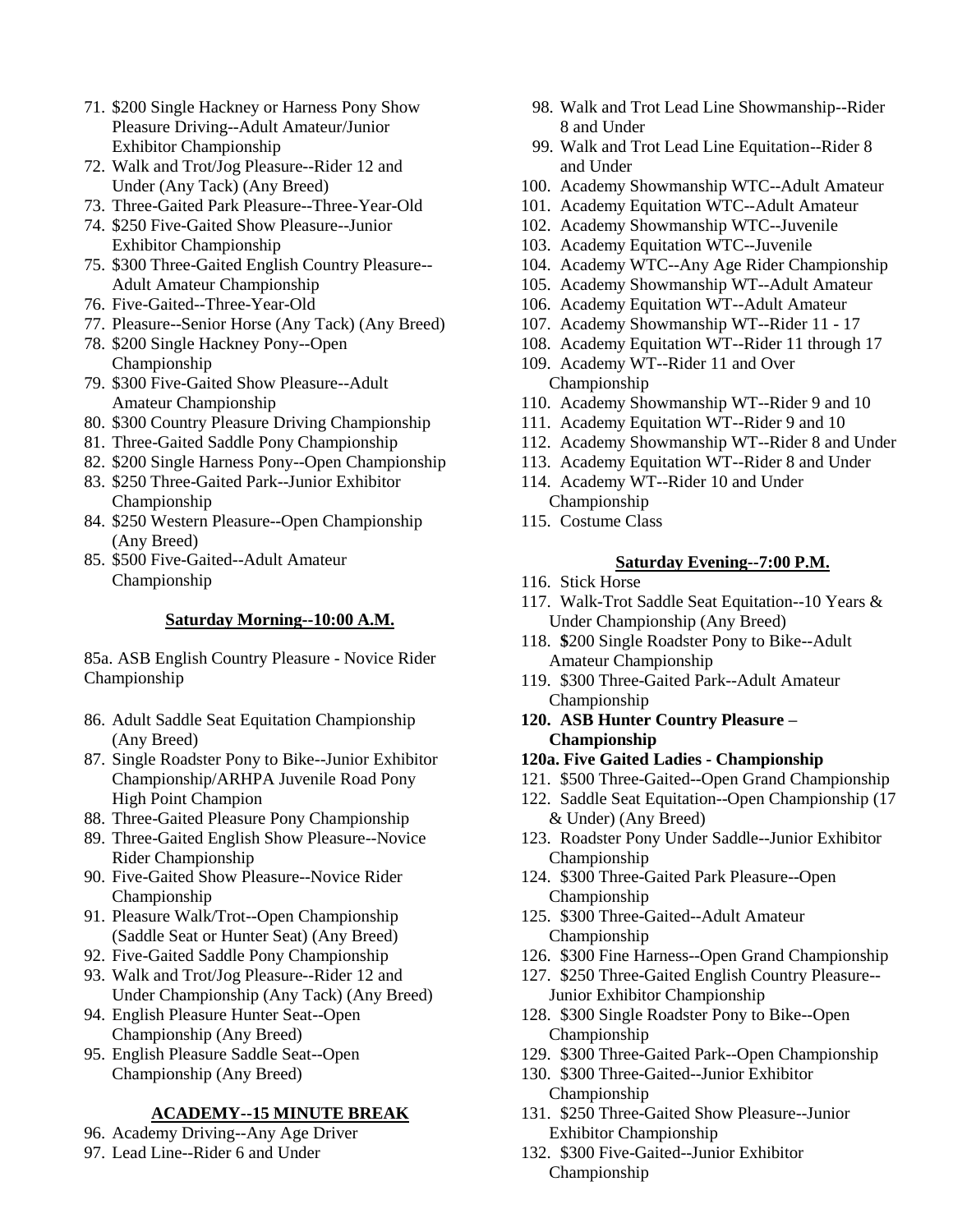71. $200 Single Hackney or Harness Pony Show Pleasure Driving--Adult Amateur/Junior Exhibitor Championship
72. Walk and Trot/Jog Pleasure--Rider 12 and Under (Any Tack) (Any Breed)
73. Three-Gaited Park Pleasure--Three-Year-Old
74. $250 Five-Gaited Show Pleasure--Junior Exhibitor Championship
75. $300 Three-Gaited English Country Pleasure--Adult Amateur Championship
76. Five-Gaited--Three-Year-Old
77. Pleasure--Senior Horse (Any Tack) (Any Breed)
78. $200 Single Hackney Pony--Open Championship
79. $300 Five-Gaited Show Pleasure--Adult Amateur Championship
80. $300 Country Pleasure Driving Championship
81. Three-Gaited Saddle Pony Championship
82. $200 Single Harness Pony--Open Championship
83. $250 Three-Gaited Park--Junior Exhibitor Championship
84. $250 Western Pleasure--Open Championship (Any Breed)
85. $500 Five-Gaited--Adult Amateur Championship

**Saturday Morning--10:00 A.M.**

85a. ASB English Country Pleasure - Novice Rider Championship

86. Adult Saddle Seat Equitation Championship (Any Breed)
87. Single Roadster Pony to Bike--Junior Exhibitor Championship/ARHPA Juvenile Road Pony High Point Champion
88. Three-Gaited Pleasure Pony Championship
89. Three-Gaited English Show Pleasure--Novice Rider Championship
90. Five-Gaited Show Pleasure--Novice Rider Championship
91. Pleasure Walk/Trot--Open Championship (Saddle Seat or Hunter Seat) (Any Breed)
92. Five-Gaited Saddle Pony Championship
93. Walk and Trot/Jog Pleasure--Rider 12 and Under Championship (Any Tack) (Any Breed)
94. English Pleasure Hunter Seat--Open Championship (Any Breed)
95. English Pleasure Saddle Seat--Open Championship (Any Breed)

**ACADEMY--15 MINUTE BREAK**

96. Academy Driving--Any Age Driver
97. Lead Line--Rider 6 and Under
98. Walk and Trot Lead Line Showmanship--Rider 8 and Under
99. Walk and Trot Lead Line Equitation--Rider 8 and Under
100. Academy Showmanship WTC--Adult Amateur
101. Academy Equitation WTC--Adult Amateur
102. Academy Showmanship WTC--Juvenile
103. Academy Equitation WTC--Juvenile
104. Academy WTC--Any Age Rider Championship
105. Academy Showmanship WT--Adult Amateur
106. Academy Equitation WT--Adult Amateur
107. Academy Showmanship WT--Rider 11 - 17
108. Academy Equitation WT--Rider 11 through 17
109. Academy WT--Rider 11 and Over Championship
110. Academy Showmanship WT--Rider 9 and 10
111. Academy Equitation WT--Rider 9 and 10
112. Academy Showmanship WT--Rider 8 and Under
113. Academy Equitation WT--Rider 8 and Under
114. Academy WT--Rider 10 and Under Championship
115. Costume Class

**Saturday Evening--7:00 P.M.**

116. Stick Horse
117. Walk-Trot Saddle Seat Equitation--10 Years & Under Championship (Any Breed)
118. **$**200 Single Roadster Pony to Bike--Adult Amateur Championship
119. $300 Three-Gaited Park--Adult Amateur Championship
120. **ASB Hunter Country Pleasure – Championship**

**120a. Five Gaited Ladies - Championship**

121. $500 Three-Gaited--Open Grand Championship
122. Saddle Seat Equitation--Open Championship (17 & Under) (Any Breed)
123. Roadster Pony Under Saddle--Junior Exhibitor Championship
124. $300 Three-Gaited Park Pleasure--Open Championship
125. $300 Three-Gaited--Adult Amateur Championship
126. $300 Fine Harness--Open Grand Championship
127. $250 Three-Gaited English Country Pleasure--Junior Exhibitor Championship
128. $300 Single Roadster Pony to Bike--Open Championship
129. $300 Three-Gaited Park--Open Championship
130. $300 Three-Gaited--Junior Exhibitor Championship
131. $250 Three-Gaited Show Pleasure--Junior Exhibitor Championship
132. $300 Five-Gaited--Junior Exhibitor Championship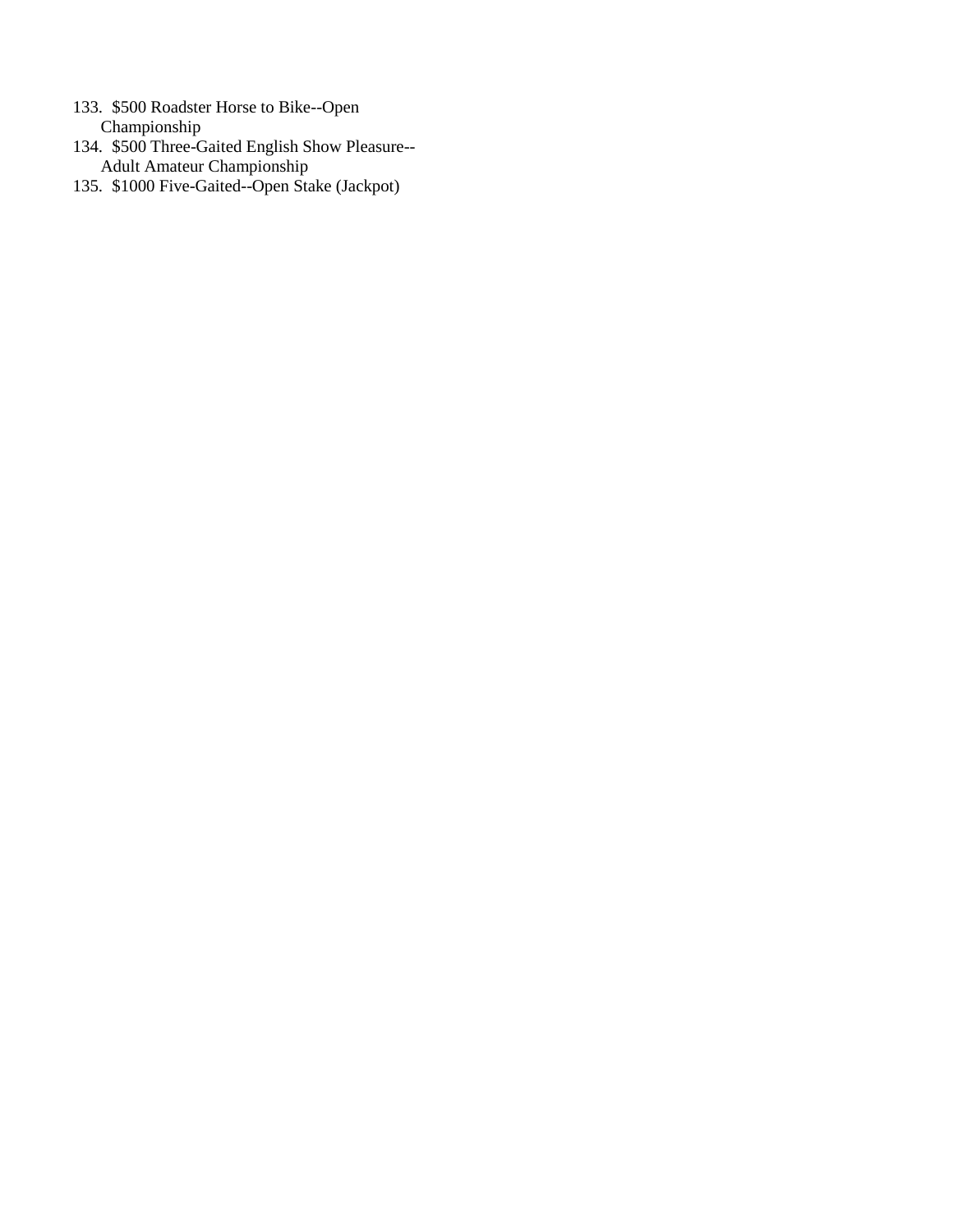133. $500 Roadster Horse to Bike--Open Championship
134. $500 Three-Gaited English Show Pleasure--Adult Amateur Championship
135. $1000 Five-Gaited--Open Stake (Jackpot)